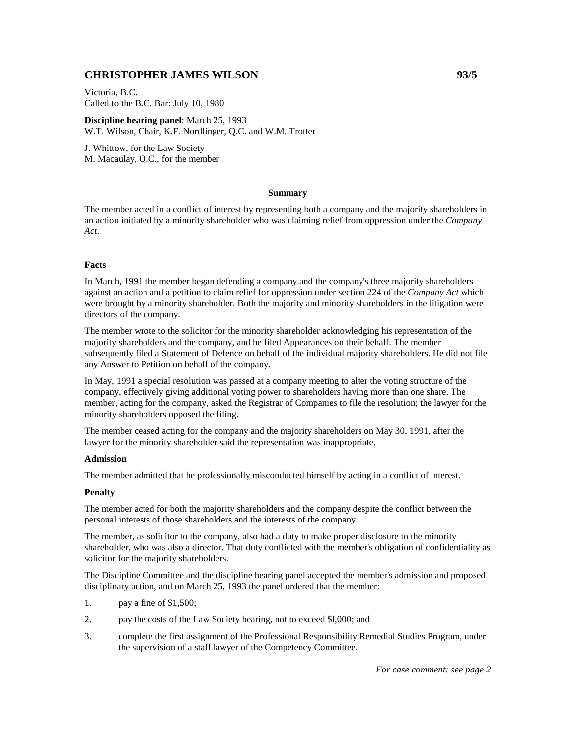# CHRISTOPHER JAMES WILSON 93/5

Victoria, B.C.
Called to the B.C. Bar: July 10, 1980

**Discipline hearing panel**: March 25, 1993
W.T. Wilson, Chair, K.F. Nordlinger, Q.C. and W.M. Trotter

J. Whittow, for the Law Society
M. Macaulay, Q.C., for the member

**Summary**

The member acted in a conflict of interest by representing both a company and the majority shareholders in an action initiated by a minority shareholder who was claiming relief from oppression under the *Company Act*.

**Facts**

In March, 1991 the member began defending a company and the company's three majority shareholders against an action and a petition to claim relief for oppression under section 224 of the *Company Act* which were brought by a minority shareholder. Both the majority and minority shareholders in the litigation were directors of the company.

The member wrote to the solicitor for the minority shareholder acknowledging his representation of the majority shareholders and the company, and he filed Appearances on their behalf. The member subsequently filed a Statement of Defence on behalf of the individual majority shareholders. He did not file any Answer to Petition on behalf of the company.

In May, 1991 a special resolution was passed at a company meeting to alter the voting structure of the company, effectively giving additional voting power to shareholders having more than one share. The member, acting for the company, asked the Registrar of Companies to file the resolution; the lawyer for the minority shareholders opposed the filing.

The member ceased acting for the company and the majority shareholders on May 30, 1991, after the lawyer for the minority shareholder said the representation was inappropriate.

**Admission**

The member admitted that he professionally misconducted himself by acting in a conflict of interest.

**Penalty**

The member acted for both the majority shareholders and the company despite the conflict between the personal interests of those shareholders and the interests of the company.

The member, as solicitor to the company, also had a duty to make proper disclosure to the minority shareholder, who was also a director. That duty conflicted with the member's obligation of confidentiality as solicitor for the majority shareholders.

The Discipline Committee and the discipline hearing panel accepted the member's admission and proposed disciplinary action, and on March 25, 1993 the panel ordered that the member:

1. pay a fine of $1,500;
2. pay the costs of the Law Society hearing, not to exceed $l,000; and
3. complete the first assignment of the Professional Responsibility Remedial Studies Program, under the supervision of a staff lawyer of the Competency Committee.

*For case comment: see page 2*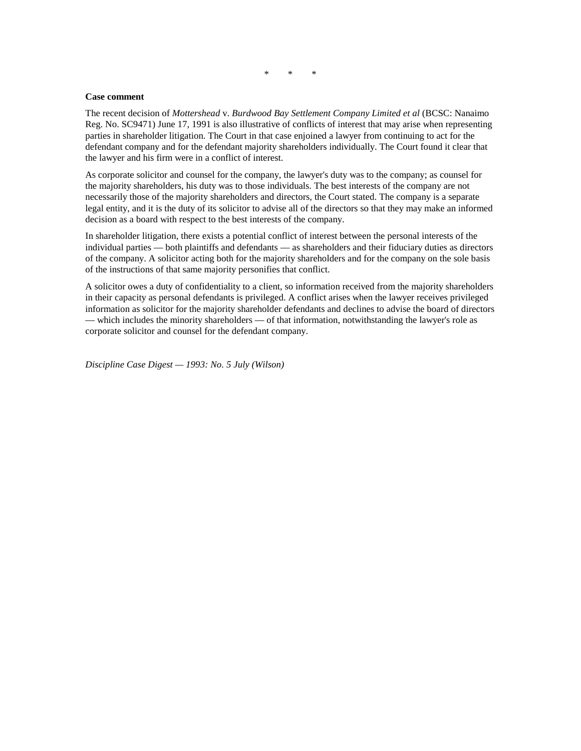\*       \*       \*

**Case comment**

The recent decision of *Mottershead* v. *Burdwood Bay Settlement Company Limited et al* (BCSC: Nanaimo Reg. No. SC9471) June 17, 1991 is also illustrative of conflicts of interest that may arise when representing parties in shareholder litigation. The Court in that case enjoined a lawyer from continuing to act for the defendant company and for the defendant majority shareholders individually. The Court found it clear that the lawyer and his firm were in a conflict of interest.

As corporate solicitor and counsel for the company, the lawyer's duty was to the company; as counsel for the majority shareholders, his duty was to those individuals. The best interests of the company are not necessarily those of the majority shareholders and directors, the Court stated. The company is a separate legal entity, and it is the duty of its solicitor to advise all of the directors so that they may make an informed decision as a board with respect to the best interests of the company.

In shareholder litigation, there exists a potential conflict of interest between the personal interests of the individual parties — both plaintiffs and defendants — as shareholders and their fiduciary duties as directors of the company. A solicitor acting both for the majority shareholders and for the company on the sole basis of the instructions of that same majority personifies that conflict.

A solicitor owes a duty of confidentiality to a client, so information received from the majority shareholders in their capacity as personal defendants is privileged. A conflict arises when the lawyer receives privileged information as solicitor for the majority shareholder defendants and declines to advise the board of directors — which includes the minority shareholders — of that information, notwithstanding the lawyer's role as corporate solicitor and counsel for the defendant company.

*Discipline Case Digest — 1993: No. 5 July (Wilson)*